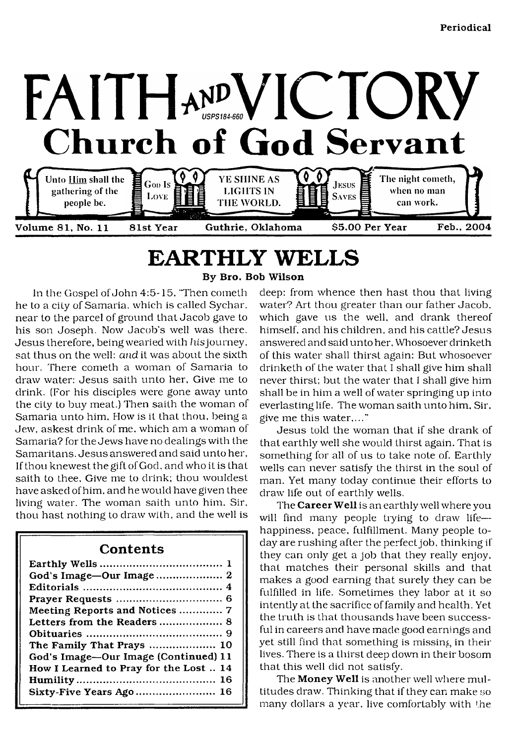Periodical

# FAITH AND VICTORY

USPS184-660

## Church of God Servant

Unto Him shall the gathering of the people be. | God Is Love | YE SHINE AS LIGHTS IN THE WORLD. | Jesus Saves | The night cometh, when no man can work.

Volume 81, No. 11 | 81st Year | Guthrie, Oklahoma | $5.00 Per Year | Feb., 2004

# EARTHLY WELLS

**By Bro. Bob Wilson**

In the Gospel of John 4:5-15, "Then cometh he to a city of Samaria, which is called Sychar, near to the parcel of ground that Jacob gave to his son Joseph. Now Jacob's well was there. Jesus therefore, being wearied with *his* journey, sat thus on the well: *and* it was about the sixth hour. There cometh a woman of Samaria to draw water: Jesus saith unto her, Give me to drink. (For his disciples were gone away unto the city to buy meat.) Then saith the woman of Samaria unto him, How is it that thou, being a Jew, askest drink of me, which am a woman of Samaria? for the Jews have no dealings with the Samaritans. Jesus answered and said unto her, If thou knewest the gift of God, and who it is that saith to thee, Give me to drink; thou wouldest have asked of him, and he would have given thee living water. The woman saith unto him, Sir, thou hast nothing to draw with, and the well is deep: from whence then hast thou that living water? Art thou greater than our father Jacob, which gave us the well, and drank thereof himself, and his children, and his cattle? Jesus answered and said unto her, Whosoever drinketh of this water shall thirst again: But whosoever drinketh of the water that I shall give him shall never thirst; but the water that I shall give him shall be in him a well of water springing up into everlasting life. The woman saith unto him, Sir, give me this water,..."

Jesus told the woman that if she drank of that earthly well she would thirst again. That is something for all of us to take note of. Earthly wells can never satisfy the thirst in the soul of man. Yet many today continue their efforts to draw life out of earthly wells.

The **Career Well** is an earthly well where you will find many people trying to draw life—happiness, peace, fulfillment. Many people today are rushing after the perfect job, thinking if they can only get a job that they really enjoy, that matches their personal skills and that makes a good earning that surely they can be fulfilled in life. Sometimes they labor at it so intently at the sacrifice of family and health. Yet the truth is that thousands have been successful in careers and have made good earnings and yet still find that something is missing in their lives. There is a thirst deep down in their bosom that this well did not satisfy.

The **Money Well** is another well where multitudes draw. Thinking that if they can make so many dollars a year, live comfortably with the

## Contents

| | |
|---|---|
| Earthly Wells | 1 |
| God's Image—Our Image | 2 |
| Editorials | 4 |
| Prayer Requests | 6 |
| Meeting Reports and Notices | 7 |
| Letters from the Readers | 8 |
| Obituaries | 9 |
| The Family That Prays | 10 |
| God's Image—Our Image (Continued) | 11 |
| How I Learned to Pray for the Lost | 14 |
| Humility | 16 |
| Sixty-Five Years Ago | 16 |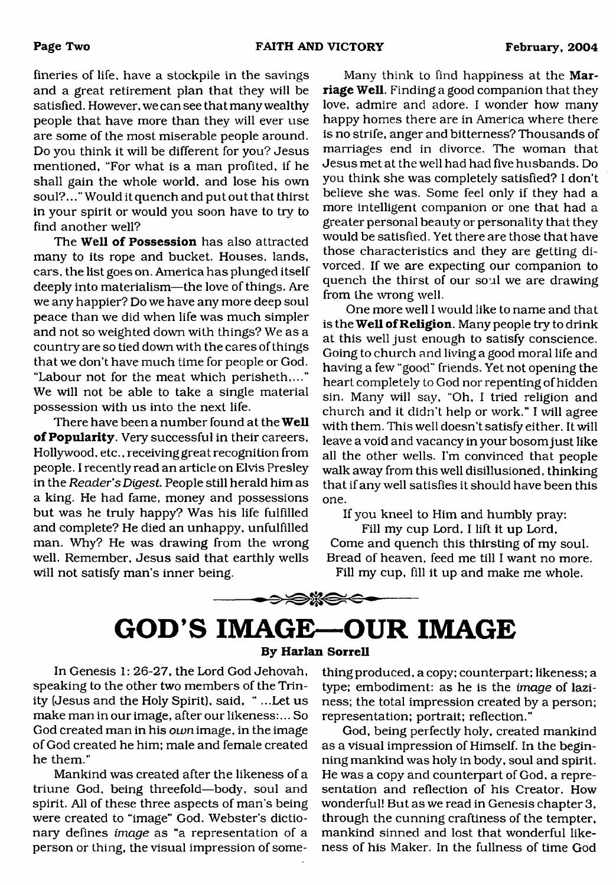fineries of life, have a stockpile in the savings and a great retirement plan that they will be satisfied. However, we can see that many wealthy people that have more than they will ever use are some of the most miserable people around. Do you think it will be different for you? Jesus mentioned, "For what is a man profited, if he shall gain the whole world, and lose his own soul?..." Would it quench and put out that thirst in your spirit or would you soon have to try to find another well?

The **Well of Possession** has also attracted many to its rope and bucket. Houses, lands, cars, the list goes on. America has plunged itself deeply into materialism—the love of things. Are we any happier? Do we have any more deep soul peace than we did when life was much simpler and not so weighted down with things? We as a country are so tied down with the cares of things that we don't have much time for people or God. "Labour not for the meat which perisheth,..." We will not be able to take a single material possession with us into the next life.

There have been a number found at the **Well of Popularity**. Very successful in their careers, Hollywood, etc., receiving great recognition from people. I recently read an article on Elvis Presley in the *Reader's Digest*. People still herald him as a king. He had fame, money and possessions but was he truly happy? Was his life fulfilled and complete? He died an unhappy, unfulfilled man. Why? He was drawing from the wrong well. Remember, Jesus said that earthly wells will not satisfy man's inner being.

Many think to find happiness at the **Marriage Well**. Finding a good companion that they love, admire and adore. I wonder how many happy homes there are in America where there is no strife, anger and bitterness? Thousands of marriages end in divorce. The woman that Jesus met at the well had had five husbands. Do you think she was completely satisfied? I don't believe she was. Some feel only if they had a more intelligent companion or one that had a greater personal beauty or personality that they would be satisfied. Yet there are those that have those characteristics and they are getting divorced. If we are expecting our companion to quench the thirst of our soul we are drawing from the wrong well.

One more well I would like to name and that is the **Well of Religion**. Many people try to drink at this well just enough to satisfy conscience. Going to church and living a good moral life and having a few "good" friends. Yet not opening the heart completely to God nor repenting of hidden sin. Many will say, "Oh, I tried religion and church and it didn't help or work." I will agree with them. This well doesn't satisfy either. It will leave a void and vacancy in your bosom just like all the other wells. I'm convinced that people walk away from this well disillusioned, thinking that if any well satisfies it should have been this one.

If you kneel to Him and humbly pray:

Fill my cup Lord, I lift it up Lord,
Come and quench this thirsting of my soul.
Bread of heaven, feed me till I want no more.
Fill my cup, fill it up and make me whole.

# GOD'S IMAGE—OUR IMAGE

**By Harlan Sorrell**

In Genesis 1: 26-27, the Lord God Jehovah, speaking to the other two members of the Trinity (Jesus and the Holy Spirit), said, "...Let us make man in our image, after our likeness:... So God created man in his *own* image, in the image of God created he him; male and female created he them."

Mankind was created after the likeness of a triune God, being threefold—body, soul and spirit. All of these three aspects of man's being were created to "image" God. Webster's dictionary defines *image* as "a representation of a person or thing, the visual impression of something produced, a copy; counterpart; likeness; a type; embodiment: as he is the *image* of laziness; the total impression created by a person; representation; portrait; reflection."

God, being perfectly holy, created mankind as a visual impression of Himself. In the beginning mankind was holy in body, soul and spirit. He was a copy and counterpart of God, a representation and reflection of his Creator. How wonderful! But as we read in Genesis chapter 3, through the cunning craftiness of the tempter, mankind sinned and lost that wonderful likeness of his Maker. In the fullness of time God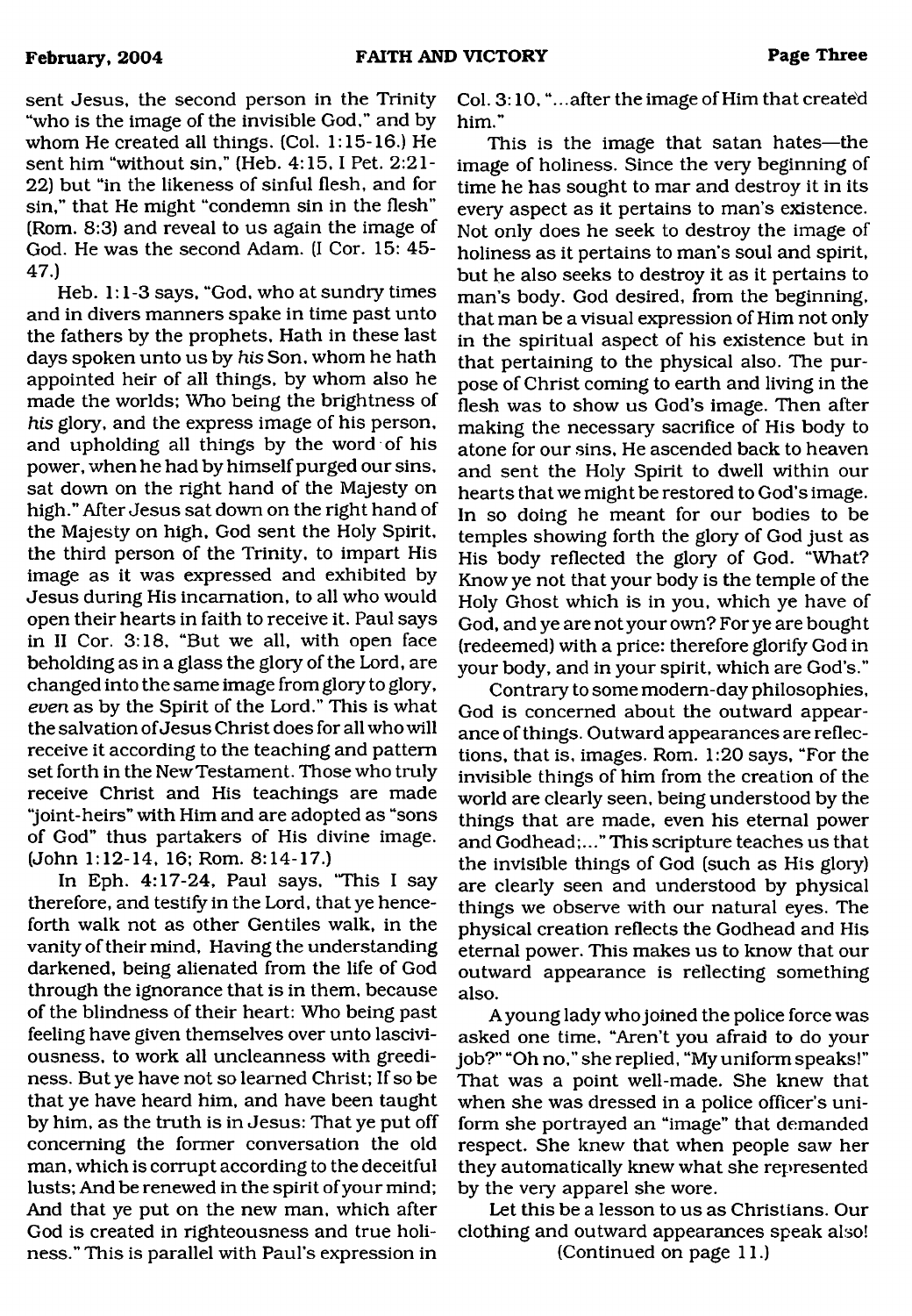sent Jesus, the second person in the Trinity "who is the image of the invisible God," and by whom He created all things. (Col. 1:15-16.) He sent him "without sin," (Heb. 4:15, I Pet. 2:21-22) but "in the likeness of sinful flesh, and for sin," that He might "condemn sin in the flesh" (Rom. 8:3) and reveal to us again the image of God. He was the second Adam. (I Cor. 15: 45-47.)

Heb. 1:1-3 says, "God, who at sundry times and in divers manners spake in time past unto the fathers by the prophets, Hath in these last days spoken unto us by *his* Son, whom he hath appointed heir of all things, by whom also he made the worlds; Who being the brightness of *his* glory, and the express image of his person, and upholding all things by the word of his power, when he had by himself purged our sins, sat down on the right hand of the Majesty on high." After Jesus sat down on the right hand of the Majesty on high, God sent the Holy Spirit, the third person of the Trinity, to impart His image as it was expressed and exhibited by Jesus during His incarnation, to all who would open their hearts in faith to receive it. Paul says in II Cor. 3:18, "But we all, with open face beholding as in a glass the glory of the Lord, are changed into the same image from glory to glory, *even* as by the Spirit of the Lord." This is what the salvation of Jesus Christ does for all who will receive it according to the teaching and pattern set forth in the New Testament. Those who truly receive Christ and His teachings are made "joint-heirs" with Him and are adopted as "sons of God" thus partakers of His divine image. (John 1:12-14, 16; Rom. 8:14-17.)

In Eph. 4:17-24, Paul says, "This I say therefore, and testify in the Lord, that ye henceforth walk not as other Gentiles walk, in the vanity of their mind, Having the understanding darkened, being alienated from the life of God through the ignorance that is in them, because of the blindness of their heart: Who being past feeling have given themselves over unto lasciviousness, to work all uncleanness with greediness. But ye have not so learned Christ; If so be that ye have heard him, and have been taught by him, as the truth is in Jesus: That ye put off concerning the former conversation the old man, which is corrupt according to the deceitful lusts; And be renewed in the spirit of your mind; And that ye put on the new man, which after God is created in righteousness and true holiness." This is parallel with Paul's expression in Col. 3:10, "...after the image of Him that created him."

This is the image that satan hates—the image of holiness. Since the very beginning of time he has sought to mar and destroy it in its every aspect as it pertains to man's existence. Not only does he seek to destroy the image of holiness as it pertains to man's soul and spirit, but he also seeks to destroy it as it pertains to man's body. God desired, from the beginning, that man be a visual expression of Him not only in the spiritual aspect of his existence but in that pertaining to the physical also. The purpose of Christ coming to earth and living in the flesh was to show us God's image. Then after making the necessary sacrifice of His body to atone for our sins, He ascended back to heaven and sent the Holy Spirit to dwell within our hearts that we might be restored to God's image. In so doing he meant for our bodies to be temples showing forth the glory of God just as His body reflected the glory of God. "What? Know ye not that your body is the temple of the Holy Ghost which is in you, which ye have of God, and ye are not your own? For ye are bought (redeemed) with a price: therefore glorify God in your body, and in your spirit, which are God's."

Contrary to some modern-day philosophies, God is concerned about the outward appearance of things. Outward appearances are reflections, that is, images. Rom. 1:20 says, "For the invisible things of him from the creation of the world are clearly seen, being understood by the things that are made, even his eternal power and Godhead;..." This scripture teaches us that the invisible things of God (such as His glory) are clearly seen and understood by physical things we observe with our natural eyes. The physical creation reflects the Godhead and His eternal power. This makes us to know that our outward appearance is reflecting something also.

A young lady who joined the police force was asked one time, "Aren't you afraid to do your job?" "Oh no," she replied, "My uniform speaks!" That was a point well-made. She knew that when she was dressed in a police officer's uniform she portrayed an "image" that demanded respect. She knew that when people saw her they automatically knew what she represented by the very apparel she wore.

Let this be a lesson to us as Christians. Our clothing and outward appearances speak also!

(Continued on page 11.)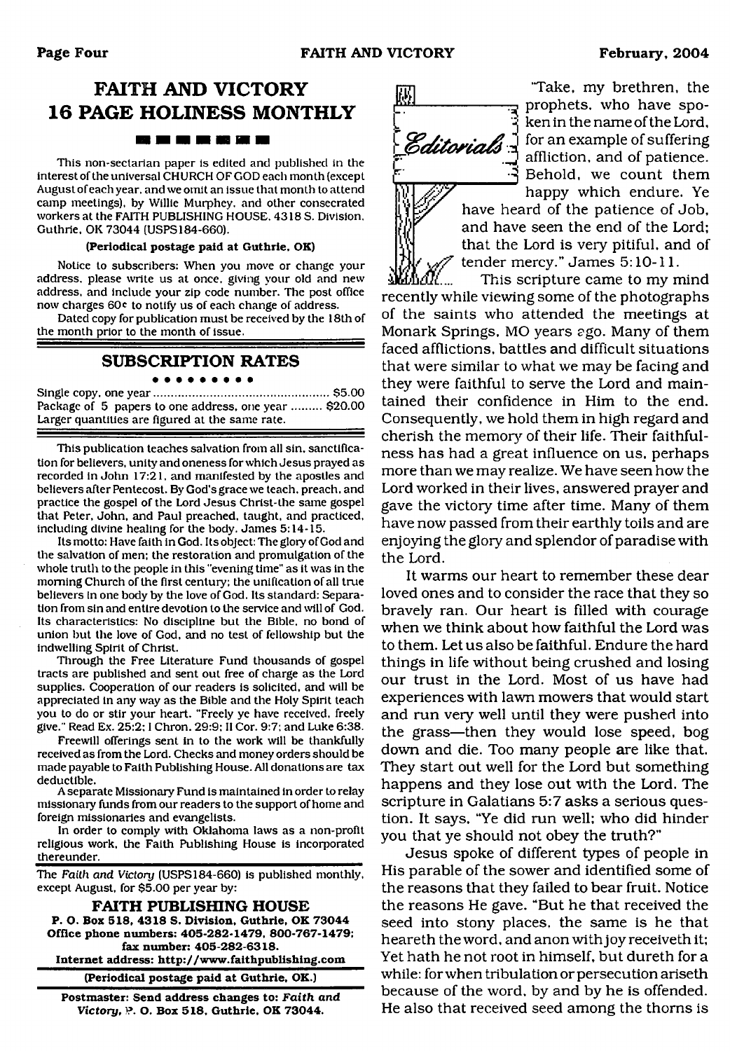# FAITH AND VICTORY 16 PAGE HOLINESS MONTHLY

This non-sectarian paper is edited and published in the interest of the universal CHURCH OF GOD each month (except August of each year, and we omit an issue that month to attend camp meetings), by Willie Murphey, and other consecrated workers at the FAITH PUBLISHING HOUSE, 4318 S. Division, Guthrie, OK 73044 (USPS184-660).

**(Periodical postage paid at Guthrie, OK)**

Notice to subscribers: When you move or change your address, please write us at once, giving your old and new address, and include your zip code number. The post office now charges 60¢ to notify us of each change of address.

Dated copy for publication must be received by the 18th of the month prior to the month of issue.

## SUBSCRIPTION RATES

Single copy, one year ............................................ $5.00
Package of 5 papers to one address, one year ......... $20.00
Larger quantities are figured at the same rate.

This publication teaches salvation from all sin, sanctification for believers, unity and oneness for which Jesus prayed as recorded in John 17:21, and manifested by the apostles and believers after Pentecost. By God's grace we teach, preach, and practice the gospel of the Lord Jesus Christ-the same gospel that Peter, John, and Paul preached, taught, and practiced, including divine healing for the body. James 5:14-15.

Its motto: Have faith in God. Its object: The glory of God and the salvation of men; the restoration and promulgation of the whole truth to the people in this "evening time" as it was in the morning Church of the first century; the unification of all true believers in one body by the love of God. Its standard: Separation from sin and entire devotion to the service and will of God. Its characteristics: No discipline but the Bible, no bond of union but the love of God, and no test of fellowship but the indwelling Spirit of Christ.

Through the Free Literature Fund thousands of gospel tracts are published and sent out free of charge as the Lord supplies. Cooperation of our readers is solicited, and will be appreciated in any way as the Bible and the Holy Spirit teach you to do or stir your heart. "Freely ye have received, freely give." Read Ex. 25:2; I Chron. 29:9; II Cor. 9:7; and Luke 6:38.

Freewill offerings sent in to the work will be thankfully received as from the Lord. Checks and money orders should be made payable to Faith Publishing House. All donations are tax deductible.

A separate Missionary Fund is maintained in order to relay missionary funds from our readers to the support of home and foreign missionaries and evangelists.

In order to comply with Oklahoma laws as a non-profit religious work, the Faith Publishing House is incorporated thereunder.

The *Faith and Victory* (USPS184-660) is published monthly, except August, for $5.00 per year by:

**FAITH PUBLISHING HOUSE**
**P. O. Box 518, 4318 S. Division, Guthrie, OK 73044**
**Office phone numbers: 405-282-1479, 800-767-1479; fax number: 405-282-6318.**
**Internet address: http://www.faithpublishing.com**

**(Periodical postage paid at Guthrie, OK.)**

**Postmaster: Send address changes to: *Faith and Victory*, P. O. Box 518, Guthrie, OK 73044.**

## Editorials

"Take, my brethren, the prophets, who have spoken in the name of the Lord, for an example of suffering affliction, and of patience. Behold, we count them happy which endure. Ye have heard of the patience of Job, and have seen the end of the Lord; that the Lord is very pitiful, and of tender mercy." James 5:10-11.

This scripture came to my mind recently while viewing some of the photographs of the saints who attended the meetings at Monark Springs, MO years ago. Many of them faced afflictions, battles and difficult situations that were similar to what we may be facing and they were faithful to serve the Lord and maintained their confidence in Him to the end. Consequently, we hold them in high regard and cherish the memory of their life. Their faithfulness has had a great influence on us, perhaps more than we may realize. We have seen how the Lord worked in their lives, answered prayer and gave the victory time after time. Many of them have now passed from their earthly toils and are enjoying the glory and splendor of paradise with the Lord.

It warms our heart to remember these dear loved ones and to consider the race that they so bravely ran. Our heart is filled with courage when we think about how faithful the Lord was to them. Let us also be faithful. Endure the hard things in life without being crushed and losing our trust in the Lord. Most of us have had experiences with lawn mowers that would start and run very well until they were pushed into the grass—then they would lose speed, bog down and die. Too many people are like that. They start out well for the Lord but something happens and they lose out with the Lord. The scripture in Galatians 5:7 asks a serious question. It says, "Ye did run well; who did hinder you that ye should not obey the truth?"

Jesus spoke of different types of people in His parable of the sower and identified some of the reasons that they failed to bear fruit. Notice the reasons He gave. "But he that received the seed into stony places, the same is he that heareth the word, and anon with joy receiveth it; Yet hath he not root in himself, but dureth for a while: for when tribulation or persecution ariseth because of the word, by and by he is offended. He also that received seed among the thorns is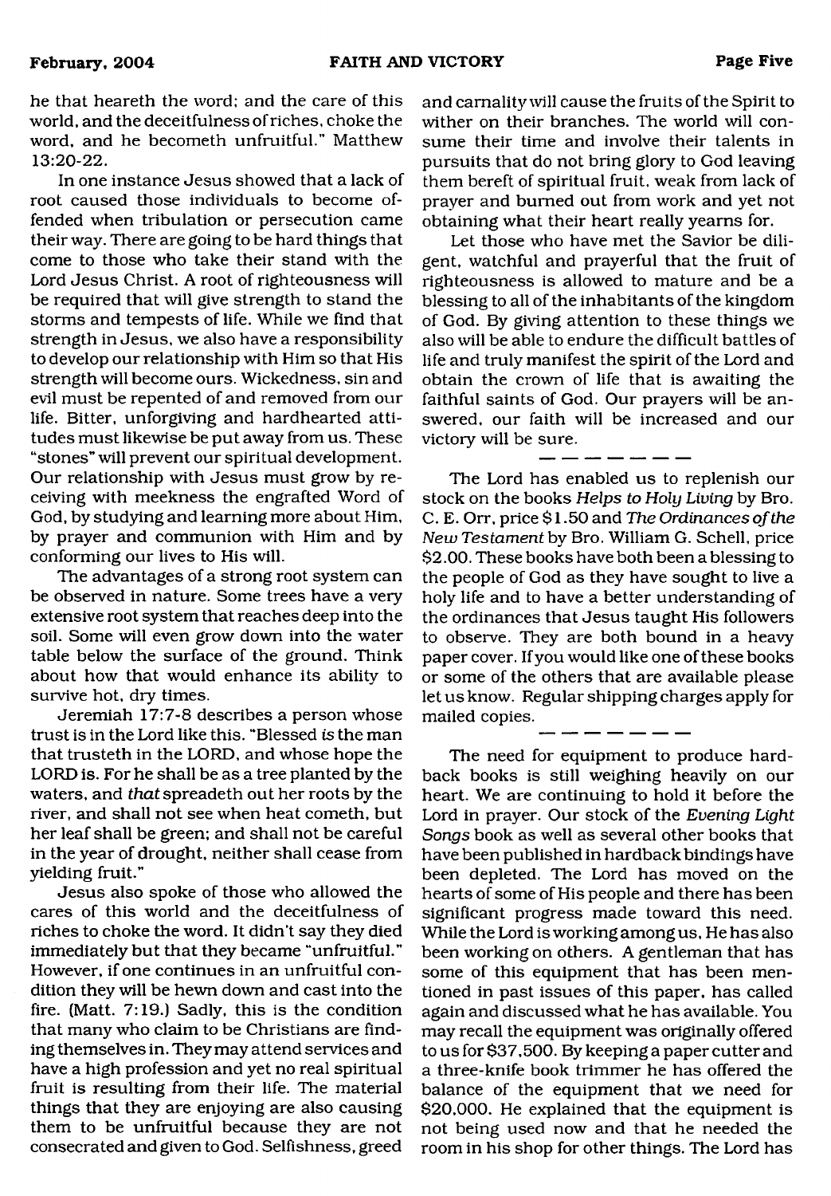he that heareth the word; and the care of this world, and the deceitfulness of riches, choke the word, and he becometh unfruitful." Matthew 13:20-22.

In one instance Jesus showed that a lack of root caused those individuals to become offended when tribulation or persecution came their way. There are going to be hard things that come to those who take their stand with the Lord Jesus Christ. A root of righteousness will be required that will give strength to stand the storms and tempests of life. While we find that strength in Jesus, we also have a responsibility to develop our relationship with Him so that His strength will become ours. Wickedness, sin and evil must be repented of and removed from our life. Bitter, unforgiving and hardhearted attitudes must likewise be put away from us. These "stones" will prevent our spiritual development. Our relationship with Jesus must grow by receiving with meekness the engrafted Word of God, by studying and learning more about Him, by prayer and communion with Him and by conforming our lives to His will.

The advantages of a strong root system can be observed in nature. Some trees have a very extensive root system that reaches deep into the soil. Some will even grow down into the water table below the surface of the ground. Think about how that would enhance its ability to survive hot, dry times.

Jeremiah 17:7-8 describes a person whose trust is in the Lord like this. "Blessed *is* the man that trusteth in the LORD, and whose hope the LORD is. For he shall be as a tree planted by the waters, and *that* spreadeth out her roots by the river, and shall not see when heat cometh, but her leaf shall be green; and shall not be careful in the year of drought, neither shall cease from yielding fruit."

Jesus also spoke of those who allowed the cares of this world and the deceitfulness of riches to choke the word. It didn't say they died immediately but that they became "unfruitful." However, if one continues in an unfruitful condition they will be hewn down and cast into the fire. (Matt. 7:19.) Sadly, this is the condition that many who claim to be Christians are finding themselves in. They may attend services and have a high profession and yet no real spiritual fruit is resulting from their life. The material things that they are enjoying are also causing them to be unfruitful because they are not consecrated and given to God. Selfishness, greed and carnality will cause the fruits of the Spirit to wither on their branches. The world will consume their time and involve their talents in pursuits that do not bring glory to God leaving them bereft of spiritual fruit, weak from lack of prayer and burned out from work and yet not obtaining what their heart really yearns for.

Let those who have met the Savior be diligent, watchful and prayerful that the fruit of righteousness is allowed to mature and be a blessing to all of the inhabitants of the kingdom of God. By giving attention to these things we also will be able to endure the difficult battles of life and truly manifest the spirit of the Lord and obtain the crown of life that is awaiting the faithful saints of God. Our prayers will be answered, our faith will be increased and our victory will be sure.

— — — — — — —

The Lord has enabled us to replenish our stock on the books *Helps to Holy Living* by Bro. C. E. Orr, price $1.50 and *The Ordinances of the New Testament* by Bro. William G. Schell, price $2.00. These books have both been a blessing to the people of God as they have sought to live a holy life and to have a better understanding of the ordinances that Jesus taught His followers to observe. They are both bound in a heavy paper cover. If you would like one of these books or some of the others that are available please let us know. Regular shipping charges apply for mailed copies.

— — — — — — —

The need for equipment to produce hardback books is still weighing heavily on our heart. We are continuing to hold it before the Lord in prayer. Our stock of the *Evening Light Songs* book as well as several other books that have been published in hardback bindings have been depleted. The Lord has moved on the hearts of some of His people and there has been significant progress made toward this need. While the Lord is working among us, He has also been working on others. A gentleman that has some of this equipment that has been mentioned in past issues of this paper, has called again and discussed what he has available. You may recall the equipment was originally offered to us for $37,500. By keeping a paper cutter and a three-knife book trimmer he has offered the balance of the equipment that we need for $20,000. He explained that the equipment is not being used now and that he needed the room in his shop for other things. The Lord has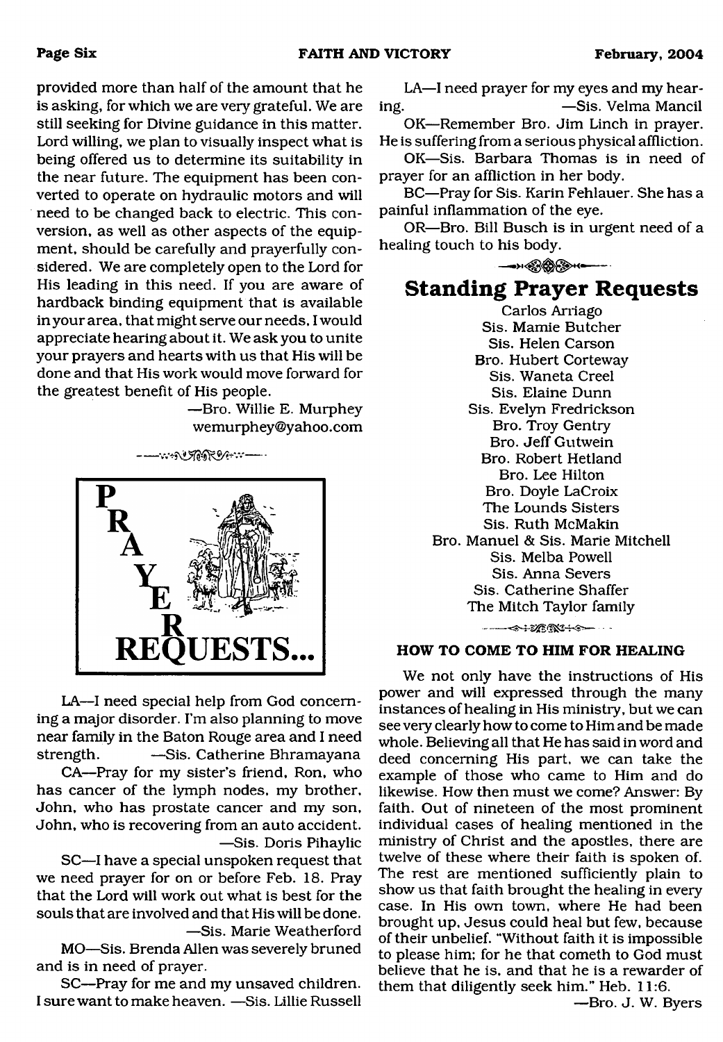provided more than half of the amount that he is asking, for which we are very grateful. We are still seeking for Divine guidance in this matter. Lord willing, we plan to visually inspect what is being offered us to determine its suitability in the near future. The equipment has been converted to operate on hydraulic motors and will need to be changed back to electric. This conversion, as well as other aspects of the equipment, should be carefully and prayerfully considered. We are completely open to the Lord for His leading in this need. If you are aware of hardback binding equipment that is available in your area, that might serve our needs, I would appreciate hearing about it. We ask you to unite your prayers and hearts with us that His will be done and that His work would move forward for the greatest benefit of His people.

—Bro. Willie E. Murphey
wemurphey@yahoo.com

## PRAYER REQUESTS...

LA—I need special help from God concerning a major disorder. I'm also planning to move near family in the Baton Rouge area and I need strength. —Sis. Catherine Bhramayana

CA—Pray for my sister's friend, Ron, who has cancer of the lymph nodes, my brother, John, who has prostate cancer and my son, John, who is recovering from an auto accident. —Sis. Doris Pihaylic

SC—I have a special unspoken request that we need prayer for on or before Feb. 18. Pray that the Lord will work out what is best for the souls that are involved and that His will be done. —Sis. Marie Weatherford

MO—Sis. Brenda Allen was severely bruned and is in need of prayer.

SC—Pray for me and my unsaved children. I sure want to make heaven. —Sis. Lillie Russell

LA—I need prayer for my eyes and my hearing. —Sis. Velma Mancil

OK—Remember Bro. Jim Linch in prayer. He is suffering from a serious physical affliction.

OK—Sis. Barbara Thomas is in need of prayer for an affliction in her body.

BC—Pray for Sis. Karin Fehlauer. She has a painful inflammation of the eye.

OR—Bro. Bill Busch is in urgent need of a healing touch to his body.

## Standing Prayer Requests

Carlos Arriago
Sis. Mamie Butcher
Sis. Helen Carson
Bro. Hubert Corteway
Sis. Waneta Creel
Sis. Elaine Dunn
Sis. Evelyn Fredrickson
Bro. Troy Gentry
Bro. Jeff Gutwein
Bro. Robert Hetland
Bro. Lee Hilton
Bro. Doyle LaCroix
The Lounds Sisters
Sis. Ruth McMakin
Bro. Manuel & Sis. Marie Mitchell
Sis. Melba Powell
Sis. Anna Severs
Sis. Catherine Shaffer
The Mitch Taylor family

### HOW TO COME TO HIM FOR HEALING

We not only have the instructions of His power and will expressed through the many instances of healing in His ministry, but we can see very clearly how to come to Him and be made whole. Believing all that He has said in word and deed concerning His part, we can take the example of those who came to Him and do likewise. How then must we come? Answer: By faith. Out of nineteen of the most prominent individual cases of healing mentioned in the ministry of Christ and the apostles, there are twelve of these where their faith is spoken of. The rest are mentioned sufficiently plain to show us that faith brought the healing in every case. In His own town, where He had been brought up, Jesus could heal but few, because of their unbelief. "Without faith it is impossible to please him: for he that cometh to God must believe that he is, and that he is a rewarder of them that diligently seek him." Heb. 11:6.

—Bro. J. W. Byers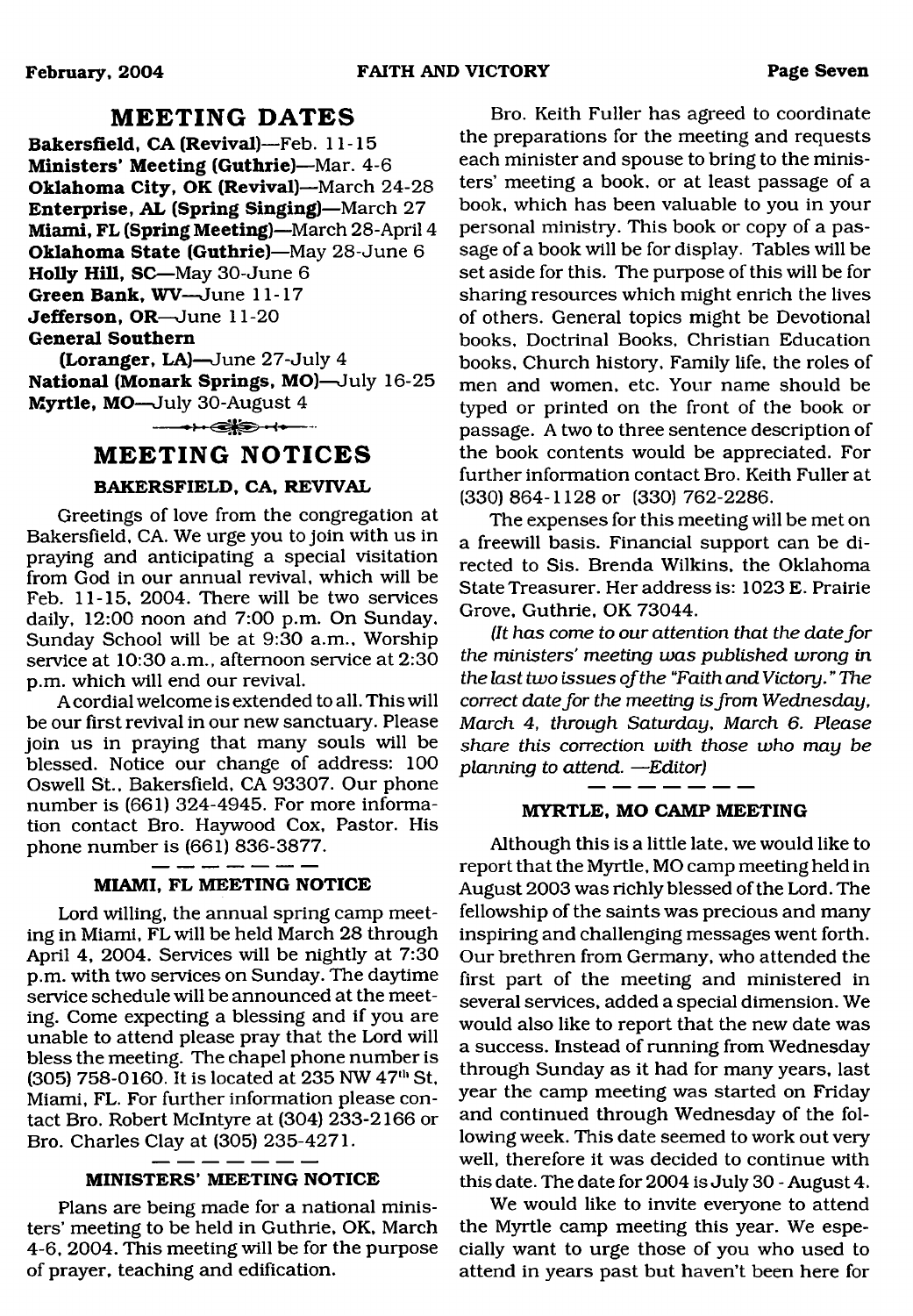## MEETING DATES

**Bakersfield, CA (Revival)**—Feb. 11-15
**Ministers' Meeting (Guthrie)**—Mar. 4-6
**Oklahoma City, OK (Revival)**—March 24-28
**Enterprise, AL (Spring Singing)**—March 27
**Miami, FL (Spring Meeting)**—March 28-April 4
**Oklahoma State (Guthrie)**—May 28-June 6
**Holly Hill, SC**—May 30-June 6
**Green Bank, WV**—June 11-17
**Jefferson, OR**—June 11-20
**General Southern (Loranger, LA)**—June 27-July 4
**National (Monark Springs, MO)**—July 16-25
**Myrtle, MO**—July 30-August 4

## MEETING NOTICES

### BAKERSFIELD, CA, REVIVAL

Greetings of love from the congregation at Bakersfield, CA. We urge you to join with us in praying and anticipating a special visitation from God in our annual revival, which will be Feb. 11-15, 2004. There will be two services daily, 12:00 noon and 7:00 p.m. On Sunday, Sunday School will be at 9:30 a.m., Worship service at 10:30 a.m., afternoon service at 2:30 p.m. which will end our revival.

A cordial welcome is extended to all. This will be our first revival in our new sanctuary. Please join us in praying that many souls will be blessed. Notice our change of address: 100 Oswell St., Bakersfield, CA 93307. Our phone number is (661) 324-4945. For more information contact Bro. Haywood Cox, Pastor. His phone number is (661) 836-3877.

### MIAMI, FL MEETING NOTICE

Lord willing, the annual spring camp meeting in Miami, FL will be held March 28 through April 4, 2004. Services will be nightly at 7:30 p.m. with two services on Sunday. The daytime service schedule will be announced at the meeting. Come expecting a blessing and if you are unable to attend please pray that the Lord will bless the meeting. The chapel phone number is (305) 758-0160. It is located at 235 NW 47th St, Miami, FL. For further information please contact Bro. Robert McIntyre at (304) 233-2166 or Bro. Charles Clay at (305) 235-4271.

### MINISTERS' MEETING NOTICE

Plans are being made for a national ministers' meeting to be held in Guthrie, OK, March 4-6, 2004. This meeting will be for the purpose of prayer, teaching and edification.

Bro. Keith Fuller has agreed to coordinate the preparations for the meeting and requests each minister and spouse to bring to the ministers' meeting a book, or at least passage of a book, which has been valuable to you in your personal ministry. This book or copy of a passage of a book will be for display. Tables will be set aside for this. The purpose of this will be for sharing resources which might enrich the lives of others. General topics might be Devotional books, Doctrinal Books, Christian Education books, Church history, Family life, the roles of men and women, etc. Your name should be typed or printed on the front of the book or passage. A two to three sentence description of the book contents would be appreciated. For further information contact Bro. Keith Fuller at (330) 864-1128 or (330) 762-2286.

The expenses for this meeting will be met on a freewill basis. Financial support can be directed to Sis. Brenda Wilkins, the Oklahoma State Treasurer. Her address is: 1023 E. Prairie Grove, Guthrie, OK 73044.

*(It has come to our attention that the date for the ministers' meeting was published wrong in the last two issues of the "Faith and Victory." The correct date for the meeting is from Wednesday, March 4, through Saturday, March 6. Please share this correction with those who may be planning to attend. —Editor)*

### MYRTLE, MO CAMP MEETING

Although this is a little late, we would like to report that the Myrtle, MO camp meeting held in August 2003 was richly blessed of the Lord. The fellowship of the saints was precious and many inspiring and challenging messages went forth. Our brethren from Germany, who attended the first part of the meeting and ministered in several services, added a special dimension. We would also like to report that the new date was a success. Instead of running from Wednesday through Sunday as it had for many years, last year the camp meeting was started on Friday and continued through Wednesday of the following week. This date seemed to work out very well, therefore it was decided to continue with this date. The date for 2004 is July 30 - August 4.

We would like to invite everyone to attend the Myrtle camp meeting this year. We especially want to urge those of you who used to attend in years past but haven't been here for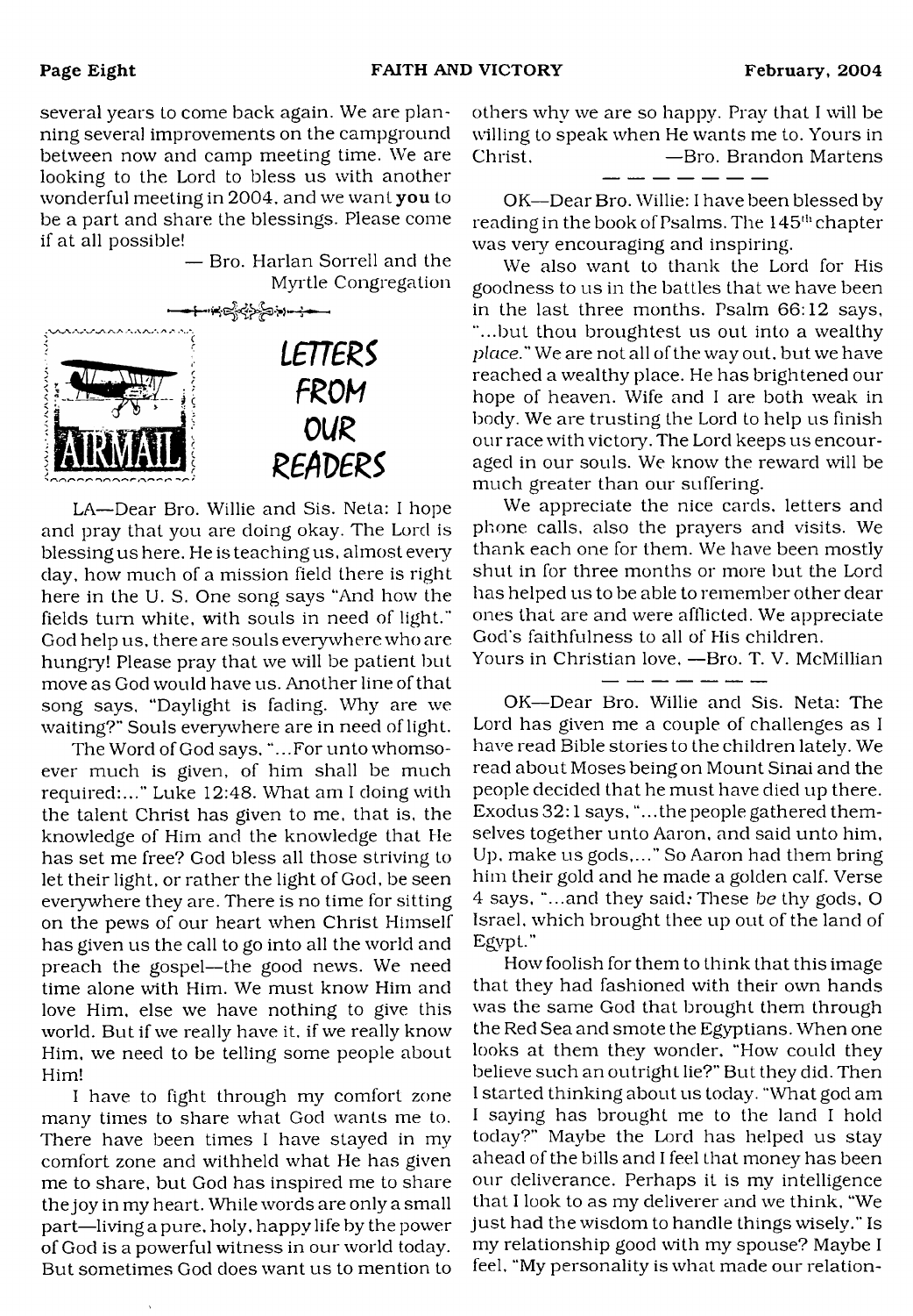several years to come back again. We are planning several improvements on the campground between now and camp meeting time. We are looking to the Lord to bless us with another wonderful meeting in 2004, and we want **you** to be a part and share the blessings. Please come if at all possible!

— Bro. Harlan Sorrell and the Myrtle Congregation

## LETTERS FROM OUR READERS

LA—Dear Bro. Willie and Sis. Neta: I hope and pray that you are doing okay. The Lord is blessing us here. He is teaching us, almost every day, how much of a mission field there is right here in the U. S. One song says "And how the fields turn white, with souls in need of light." God help us, there are souls everywhere who are hungry! Please pray that we will be patient but move as God would have us. Another line of that song says, "Daylight is fading. Why are we waiting?" Souls everywhere are in need of light.

The Word of God says, "...For unto whomsoever much is given, of him shall be much required:..." Luke 12:48. What am I doing with the talent Christ has given to me, that is, the knowledge of Him and the knowledge that He has set me free? God bless all those striving to let their light, or rather the light of God, be seen everywhere they are. There is no time for sitting on the pews of our heart when Christ Himself has given us the call to go into all the world and preach the gospel—the good news. We need time alone with Him. We must know Him and love Him, else we have nothing to give this world. But if we really have it, if we really know Him, we need to be telling some people about Him!

I have to fight through my comfort zone many times to share what God wants me to. There have been times I have stayed in my comfort zone and withheld what He has given me to share, but God has inspired me to share the joy in my heart. While words are only a small part—living a pure, holy, happy life by the power of God is a powerful witness in our world today. But sometimes God does want us to mention to others why we are so happy. Pray that I will be willing to speak when He wants me to. Yours in Christ, —Bro. Brandon Martens

— — — — — — —

OK—Dear Bro. Willie: I have been blessed by reading in the book of Psalms. The 145th chapter was very encouraging and inspiring.

We also want to thank the Lord for His goodness to us in the battles that we have been in the last three months. Psalm 66:12 says, "...but thou broughtest us out into a wealthy *place.*" We are not all of the way out, but we have reached a wealthy place. He has brightened our hope of heaven. Wife and I are both weak in body. We are trusting the Lord to help us finish our race with victory. The Lord keeps us encouraged in our souls. We know the reward will be much greater than our suffering.

We appreciate the nice cards, letters and phone calls, also the prayers and visits. We thank each one for them. We have been mostly shut in for three months or more but the Lord has helped us to be able to remember other dear ones that are and were afflicted. We appreciate God's faithfulness to all of His children.

Yours in Christian love, —Bro. T. V. McMillian

— — — — — — —

OK—Dear Bro. Willie and Sis. Neta: The Lord has given me a couple of challenges as I have read Bible stories to the children lately. We read about Moses being on Mount Sinai and the people decided that he must have died up there. Exodus 32:1 says, "...the people gathered themselves together unto Aaron, and said unto him, Up, make us gods,..." So Aaron had them bring him their gold and he made a golden calf. Verse 4 says, "...and they said: These *be* thy gods, O Israel, which brought thee up out of the land of Egypt."

How foolish for them to think that this image that they had fashioned with their own hands was the same God that brought them through the Red Sea and smote the Egyptians. When one looks at them they wonder, "How could they believe such an outright lie?" But they did. Then I started thinking about us today. "What god am I saying has brought me to the land I hold today?" Maybe the Lord has helped us stay ahead of the bills and I feel that money has been our deliverance. Perhaps it is my intelligence that I look to as my deliverer and we think, "We just had the wisdom to handle things wisely." Is my relationship good with my spouse? Maybe I feel, "My personality is what made our relation-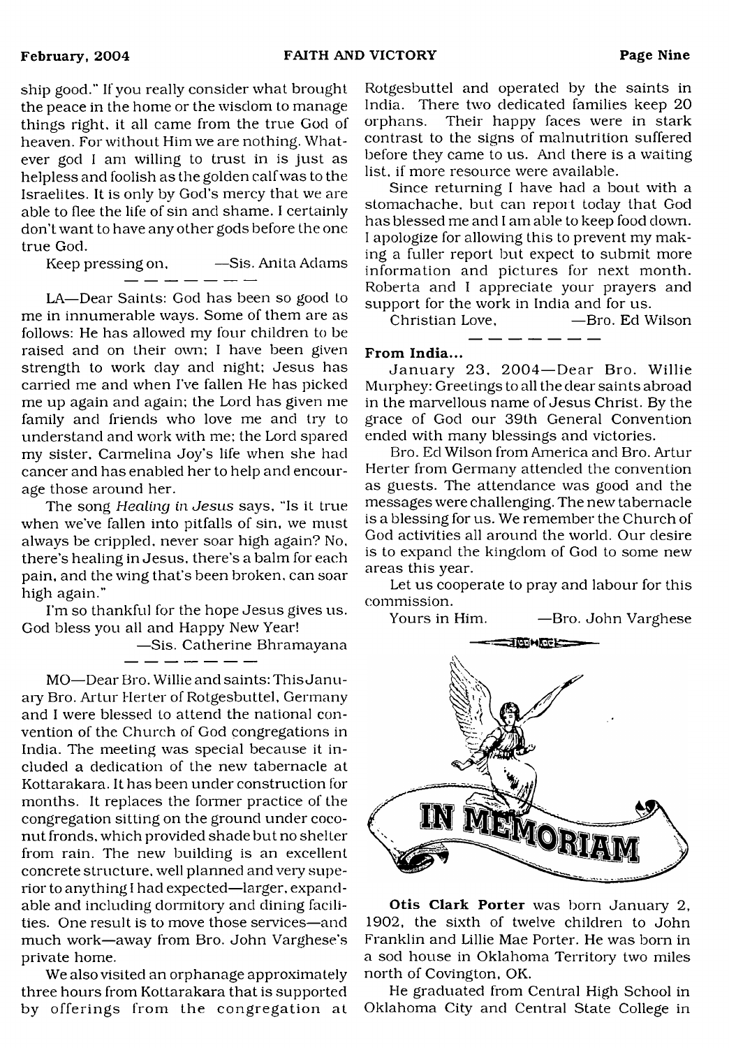ship good." If you really consider what brought the peace in the home or the wisdom to manage things right, it all came from the true God of heaven. For without Him we are nothing. Whatever god I am willing to trust in is just as helpless and foolish as the golden calf was to the Israelites. It is only by God's mercy that we are able to flee the life of sin and shame. I certainly don't want to have any other gods before the one true God.

Keep pressing on, —Sis. Anita Adams

LA—Dear Saints: God has been so good to me in innumerable ways. Some of them are as follows: He has allowed my four children to be raised and on their own; I have been given strength to work day and night; Jesus has carried me and when I've fallen He has picked me up again and again; the Lord has given me family and friends who love me and try to understand and work with me; the Lord spared my sister, Carmelina Joy's life when she had cancer and has enabled her to help and encourage those around her.

The song *Healing in Jesus* says, "Is it true when we've fallen into pitfalls of sin, we must always be crippled, never soar high again? No, there's healing in Jesus, there's a balm for each pain, and the wing that's been broken, can soar high again."

I'm so thankful for the hope Jesus gives us. God bless you all and Happy New Year!

—Sis. Catherine Bhramayana

MO—Dear Bro. Willie and saints: This January Bro. Artur Herter of Rotgesbuttel, Germany and I were blessed to attend the national convention of the Church of God congregations in India. The meeting was special because it included a dedication of the new tabernacle at Kottarakara. It has been under construction for months. It replaces the former practice of the congregation sitting on the ground under coconut fronds, which provided shade but no shelter from rain. The new building is an excellent concrete structure, well planned and very superior to anything I had expected—larger, expandable and including dormitory and dining facilities. One result is to move those services—and much work—away from Bro. John Varghese's private home.

We also visited an orphanage approximately three hours from Kottarakara that is supported by offerings from the congregation at Rotgesbuttel and operated by the saints in India. There two dedicated families keep 20 orphans. Their happy faces were in stark contrast to the signs of malnutrition suffered before they came to us. And there is a waiting list, if more resource were available.

Since returning I have had a bout with a stomachache, but can report today that God has blessed me and I am able to keep food down. I apologize for allowing this to prevent my making a fuller report but expect to submit more information and pictures for next month. Roberta and I appreciate your prayers and support for the work in India and for us.

Christian Love, —Bro. Ed Wilson

**From India...**

January 23, 2004—Dear Bro. Willie Murphey: Greetings to all the dear saints abroad in the marvellous name of Jesus Christ. By the grace of God our 39th General Convention ended with many blessings and victories.

Bro. Ed Wilson from America and Bro. Artur Herter from Germany attended the convention as guests. The attendance was good and the messages were challenging. The new tabernacle is a blessing for us. We remember the Church of God activities all around the world. Our desire is to expand the kingdom of God to some new areas this year.

Let us cooperate to pray and labour for this commission.

Yours in Him, —Bro. John Varghese

## IN MEMORIAM

**Otis Clark Porter** was born January 2, 1902, the sixth of twelve children to John Franklin and Lillie Mae Porter. He was born in a sod house in Oklahoma Territory two miles north of Covington, OK.

He graduated from Central High School in Oklahoma City and Central State College in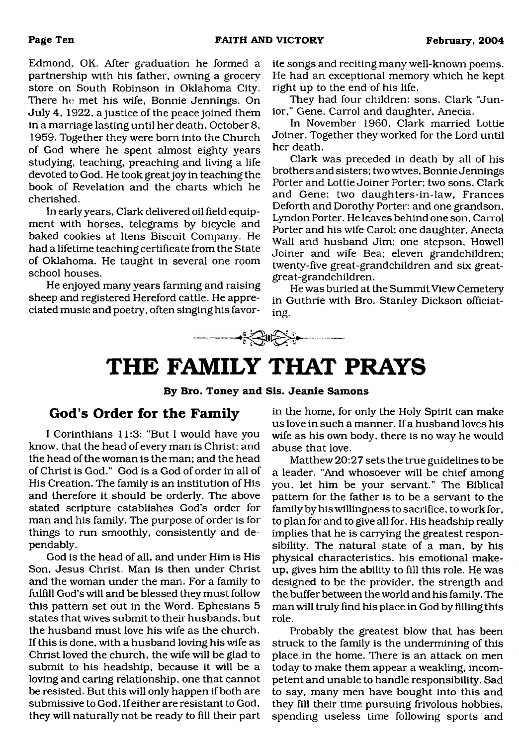Edmond, OK. After graduation he formed a partnership with his father, owning a grocery store on South Robinson in Oklahoma City. There he met his wife, Bonnie Jennings. On July 4, 1922, a justice of the peace joined them in a marriage lasting until her death, October 8, 1959. Together they were born into the Church of God where he spent almost eighty years studying, teaching, preaching and living a life devoted to God. He took great joy in teaching the book of Revelation and the charts which he cherished.

In early years, Clark delivered oil field equipment with horses, telegrams by bicycle and baked cookies at Itens Biscuit Company. He had a lifetime teaching certificate from the State of Oklahoma. He taught in several one room school houses.

He enjoyed many years farming and raising sheep and registered Hereford cattle. He appreciated music and poetry, often singing his favorite songs and reciting many well-known poems. He had an exceptional memory which he kept right up to the end of his life.

They had four children: sons, Clark "Junior," Gene, Carrol and daughter, Anecia.

In November 1960, Clark married Lottie Joiner. Together they worked for the Lord until her death.

Clark was preceded in death by all of his brothers and sisters; two wives, Bonnie Jennings Porter and Lottie Joiner Porter; two sons, Clark and Gene; two daughters-in-law, Frances Deforth and Dorothy Porter; and one grandson, Lyndon Porter. He leaves behind one son, Carrol Porter and his wife Carol; one daughter, Anecia Wall and husband Jim; one stepson, Howell Joiner and wife Bea; eleven grandchildren; twenty-five great-grandchildren and six great-great-grandchildren.

He was buried at the Summit View Cemetery in Guthrie with Bro. Stanley Dickson officiating.

# THE FAMILY THAT PRAYS

**By Bro. Toney and Sis. Jeanie Samons**

## God's Order for the Family

I Corinthians 11:3: "But I would have you know, that the head of every man is Christ; and the head of the woman is the man; and the head of Christ is God." God is a God of order in all of His Creation. The family is an institution of His and therefore it should be orderly. The above stated scripture establishes God's order for man and his family. The purpose of order is for things to run smoothly, consistently and dependably.

God is the head of all, and under Him is His Son, Jesus Christ. Man is then under Christ and the woman under the man. For a family to fulfill God's will and be blessed they must follow this pattern set out in the Word. Ephesians 5 states that wives submit to their husbands, but the husband must love his wife as the church. If this is done, with a husband loving his wife as Christ loved the church, the wife will be glad to submit to his headship, because it will be a loving and caring relationship, one that cannot be resisted. But this will only happen if both are submissive to God. If either are resistant to God, they will naturally not be ready to fill their part in the home, for only the Holy Spirit can make us love in such a manner. If a husband loves his wife as his own body, there is no way he would abuse that love.

Matthew 20:27 sets the true guidelines to be a leader. "And whosoever will be chief among you, let him be your servant." The Biblical pattern for the father is to be a servant to the family by his willingness to sacrifice, to work for, to plan for and to give all for. His headship really implies that he is carrying the greatest responsibility. The natural state of a man, by his physical characteristics, his emotional make-up, gives him the ability to fill this role. He was designed to be the provider, the strength and the buffer between the world and his family. The man will truly find his place in God by filling this role.

Probably the greatest blow that has been struck to the family is the undermining of this place in the home. There is an attack on men today to make them appear a weakling, incompetent and unable to handle responsibility. Sad to say, many men have bought into this and they fill their time pursuing frivolous hobbies, spending useless time following sports and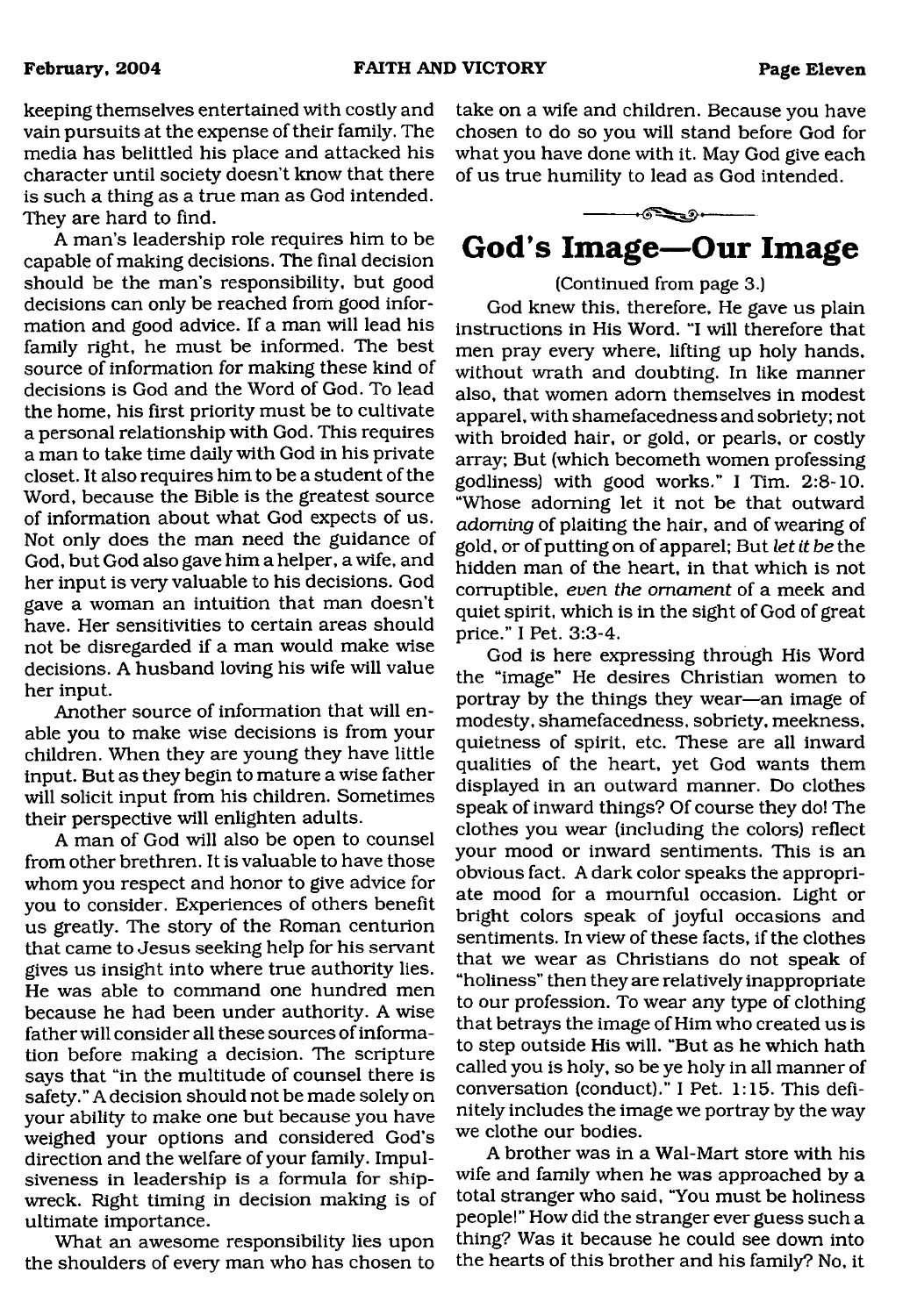keeping themselves entertained with costly and vain pursuits at the expense of their family. The media has belittled his place and attacked his character until society doesn't know that there is such a thing as a true man as God intended. They are hard to find.

A man's leadership role requires him to be capable of making decisions. The final decision should be the man's responsibility, but good decisions can only be reached from good information and good advice. If a man will lead his family right, he must be informed. The best source of information for making these kind of decisions is God and the Word of God. To lead the home, his first priority must be to cultivate a personal relationship with God. This requires a man to take time daily with God in his private closet. It also requires him to be a student of the Word, because the Bible is the greatest source of information about what God expects of us. Not only does the man need the guidance of God, but God also gave him a helper, a wife, and her input is very valuable to his decisions. God gave a woman an intuition that man doesn't have. Her sensitivities to certain areas should not be disregarded if a man would make wise decisions. A husband loving his wife will value her input.

Another source of information that will enable you to make wise decisions is from your children. When they are young they have little input. But as they begin to mature a wise father will solicit input from his children. Sometimes their perspective will enlighten adults.

A man of God will also be open to counsel from other brethren. It is valuable to have those whom you respect and honor to give advice for you to consider. Experiences of others benefit us greatly. The story of the Roman centurion that came to Jesus seeking help for his servant gives us insight into where true authority lies. He was able to command one hundred men because he had been under authority. A wise father will consider all these sources of information before making a decision. The scripture says that "in the multitude of counsel there is safety." A decision should not be made solely on your ability to make one but because you have weighed your options and considered God's direction and the welfare of your family. Impulsiveness in leadership is a formula for shipwreck. Right timing in decision making is of ultimate importance.

What an awesome responsibility lies upon the shoulders of every man who has chosen to take on a wife and children. Because you have chosen to do so you will stand before God for what you have done with it. May God give each of us true humility to lead as God intended.

# God's Image—Our Image

(Continued from page 3.)

God knew this, therefore, He gave us plain instructions in His Word. "I will therefore that men pray every where, lifting up holy hands, without wrath and doubting. In like manner also, that women adorn themselves in modest apparel, with shamefacedness and sobriety; not with broided hair, or gold, or pearls, or costly array; But (which becometh women professing godliness) with good works." I Tim. 2:8-10. "Whose adorning let it not be that outward *adorning* of plaiting the hair, and of wearing of gold, or of putting on of apparel; But *let it be* the hidden man of the heart, in that which is not corruptible, *even the ornament* of a meek and quiet spirit, which is in the sight of God of great price." I Pet. 3:3-4.

God is here expressing through His Word the "image" He desires Christian women to portray by the things they wear—an image of modesty, shamefacedness, sobriety, meekness, quietness of spirit, etc. These are all inward qualities of the heart, yet God wants them displayed in an outward manner. Do clothes speak of inward things? Of course they do! The clothes you wear (including the colors) reflect your mood or inward sentiments. This is an obvious fact. A dark color speaks the appropriate mood for a mournful occasion. Light or bright colors speak of joyful occasions and sentiments. In view of these facts, if the clothes that we wear as Christians do not speak of "holiness" then they are relatively inappropriate to our profession. To wear any type of clothing that betrays the image of Him who created us is to step outside His will. "But as he which hath called you is holy, so be ye holy in all manner of conversation (conduct)." I Pet. 1:15. This definitely includes the image we portray by the way we clothe our bodies.

A brother was in a Wal-Mart store with his wife and family when he was approached by a total stranger who said, "You must be holiness people!" How did the stranger ever guess such a thing? Was it because he could see down into the hearts of this brother and his family? No, it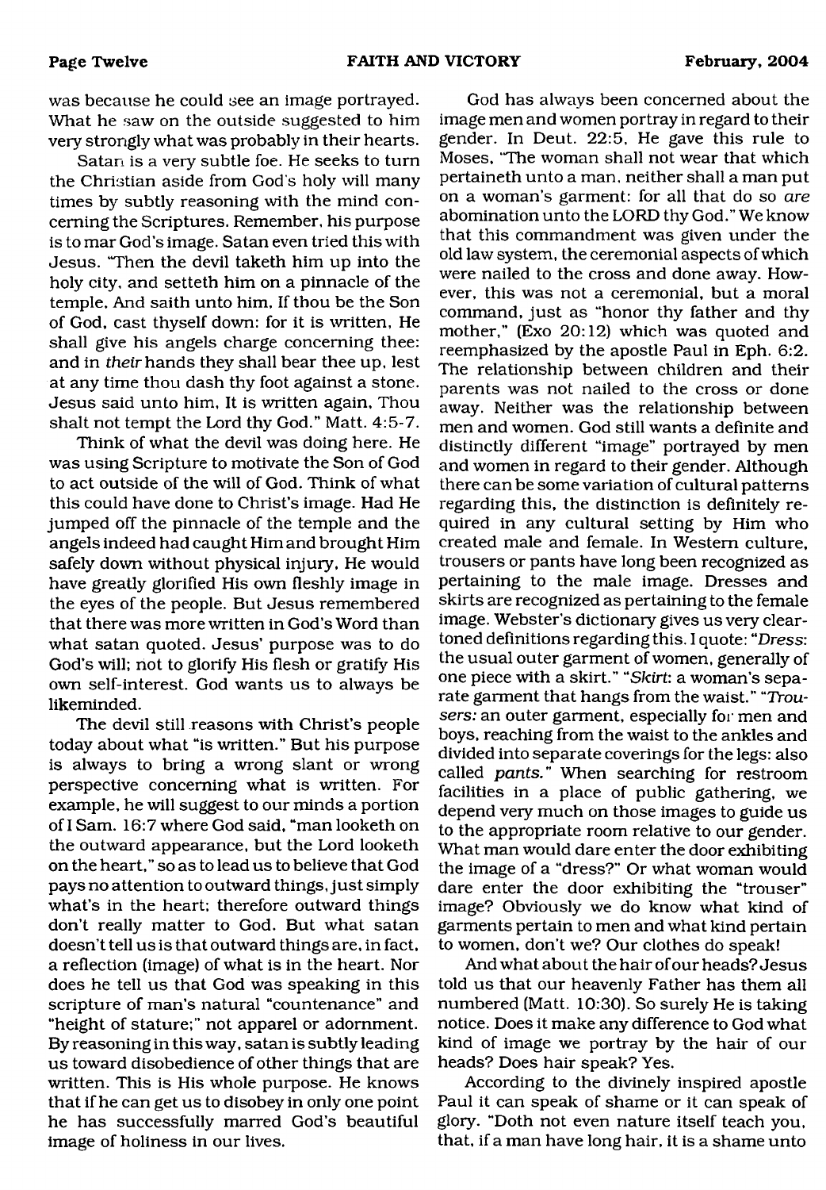was because he could see an image portrayed. What he saw on the outside suggested to him very strongly what was probably in their hearts.

Satan is a very subtle foe. He seeks to turn the Christian aside from God's holy will many times by subtly reasoning with the mind concerning the Scriptures. Remember, his purpose is to mar God's image. Satan even tried this with Jesus. "Then the devil taketh him up into the holy city, and setteth him on a pinnacle of the temple, And saith unto him, If thou be the Son of God, cast thyself down: for it is written, He shall give his angels charge concerning thee: and in *their* hands they shall bear thee up, lest at any time thou dash thy foot against a stone. Jesus said unto him, It is written again, Thou shalt not tempt the Lord thy God." Matt. 4:5-7.

Think of what the devil was doing here. He was using Scripture to motivate the Son of God to act outside of the will of God. Think of what this could have done to Christ's image. Had He jumped off the pinnacle of the temple and the angels indeed had caught Him and brought Him safely down without physical injury, He would have greatly glorified His own fleshly image in the eyes of the people. But Jesus remembered that there was more written in God's Word than what satan quoted. Jesus' purpose was to do God's will; not to glorify His flesh or gratify His own self-interest. God wants us to always be likeminded.

The devil still reasons with Christ's people today about what "is written." But his purpose is always to bring a wrong slant or wrong perspective concerning what is written. For example, he will suggest to our minds a portion of I Sam. 16:7 where God said, "man looketh on the outward appearance, but the Lord looketh on the heart," so as to lead us to believe that God pays no attention to outward things, just simply what's in the heart; therefore outward things don't really matter to God. But what satan doesn't tell us is that outward things are, in fact, a reflection (image) of what is in the heart. Nor does he tell us that God was speaking in this scripture of man's natural "countenance" and "height of stature;" not apparel or adornment. By reasoning in this way, satan is subtly leading us toward disobedience of other things that are written. This is His whole purpose. He knows that if he can get us to disobey in only one point he has successfully marred God's beautiful image of holiness in our lives.

God has always been concerned about the image men and women portray in regard to their gender. In Deut. 22:5, He gave this rule to Moses, "The woman shall not wear that which pertaineth unto a man, neither shall a man put on a woman's garment: for all that do so *are* abomination unto the LORD thy God." We know that this commandment was given under the old law system, the ceremonial aspects of which were nailed to the cross and done away. However, this was not a ceremonial, but a moral command, just as "honor thy father and thy mother," (Exo 20:12) which was quoted and reemphasized by the apostle Paul in Eph. 6:2. The relationship between children and their parents was not nailed to the cross or done away. Neither was the relationship between men and women. God still wants a definite and distinctly different "image" portrayed by men and women in regard to their gender. Although there can be some variation of cultural patterns regarding this, the distinction is definitely required in any cultural setting by Him who created male and female. In Western culture, trousers or pants have long been recognized as pertaining to the male image. Dresses and skirts are recognized as pertaining to the female image. Webster's dictionary gives us very cleartoned definitions regarding this. I quote: "*Dress*: the usual outer garment of women, generally of one piece with a skirt." "*Skirt*: a woman's separate garment that hangs from the waist." "*Trousers:* an outer garment, especially for men and boys, reaching from the waist to the ankles and divided into separate coverings for the legs: also called *pants.*" When searching for restroom facilities in a place of public gathering, we depend very much on those images to guide us to the appropriate room relative to our gender. What man would dare enter the door exhibiting the image of a "dress?" Or what woman would dare enter the door exhibiting the "trouser" image? Obviously we do know what kind of garments pertain to men and what kind pertain to women, don't we? Our clothes do speak!

And what about the hair of our heads? Jesus told us that our heavenly Father has them all numbered (Matt. 10:30). So surely He is taking notice. Does it make any difference to God what kind of image we portray by the hair of our heads? Does hair speak? Yes.

According to the divinely inspired apostle Paul it can speak of shame or it can speak of glory. "Doth not even nature itself teach you, that, if a man have long hair, it is a shame unto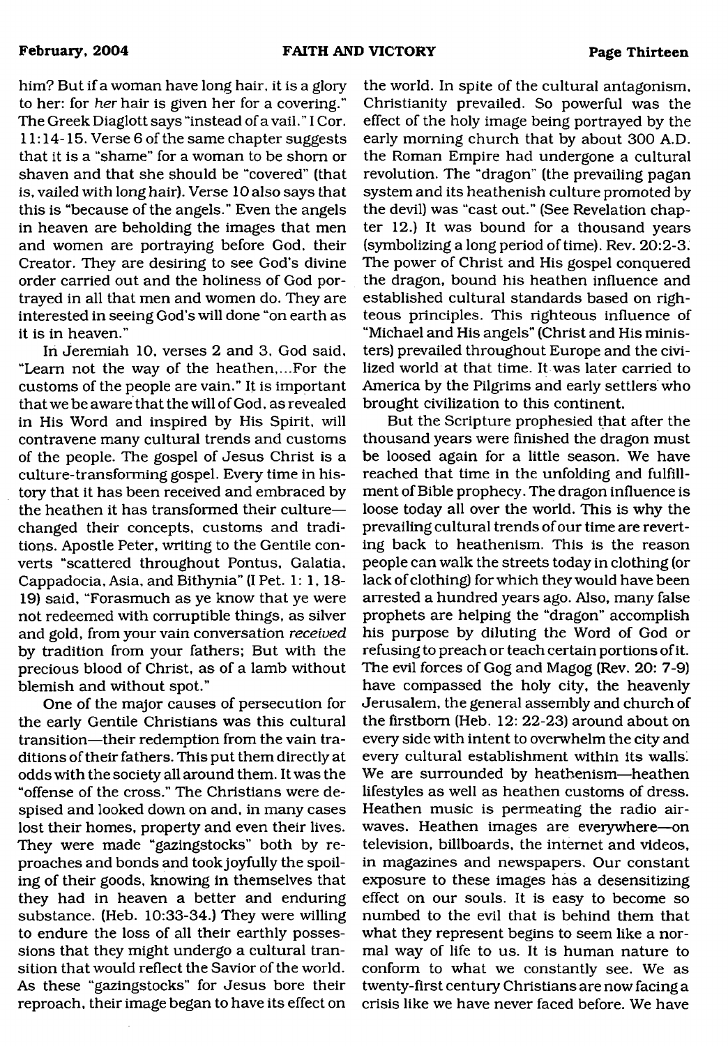him? But if a woman have long hair, it is a glory to her: for *her* hair is given her for a covering." The Greek Diaglott says "instead of a vail." I Cor. 11:14-15. Verse 6 of the same chapter suggests that it is a "shame" for a woman to be shorn or shaven and that she should be "covered" (that is, vailed with long hair). Verse 10 also says that this is "because of the angels." Even the angels in heaven are beholding the images that men and women are portraying before God, their Creator. They are desiring to see God's divine order carried out and the holiness of God portrayed in all that men and women do. They are interested in seeing God's will done "on earth as it is in heaven."

In Jeremiah 10, verses 2 and 3, God said, "Learn not the way of the heathen,...For the customs of the people are vain." It is important that we be aware that the will of God, as revealed in His Word and inspired by His Spirit, will contravene many cultural trends and customs of the people. The gospel of Jesus Christ is a culture-transforming gospel. Every time in history that it has been received and embraced by the heathen it has transformed their culture—changed their concepts, customs and traditions. Apostle Peter, writing to the Gentile converts "scattered throughout Pontus, Galatia, Cappadocia, Asia, and Bithynia" (I Pet. 1: 1, 18-19) said, "Forasmuch as ye know that ye were not redeemed with corruptible things, as silver and gold, from your vain conversation *received* by tradition from your fathers; But with the precious blood of Christ, as of a lamb without blemish and without spot."

One of the major causes of persecution for the early Gentile Christians was this cultural transition—their redemption from the vain traditions of their fathers. This put them directly at odds with the society all around them. It was the "offense of the cross." The Christians were despised and looked down on and, in many cases lost their homes, property and even their lives. They were made "gazingstocks" both by reproaches and bonds and took joyfully the spoiling of their goods, knowing in themselves that they had in heaven a better and enduring substance. (Heb. 10:33-34.) They were willing to endure the loss of all their earthly possessions that they might undergo a cultural transition that would reflect the Savior of the world. As these "gazingstocks" for Jesus bore their reproach, their image began to have its effect on the world. In spite of the cultural antagonism, Christianity prevailed. So powerful was the effect of the holy image being portrayed by the early morning church that by about 300 A.D. the Roman Empire had undergone a cultural revolution. The "dragon" (the prevailing pagan system and its heathenish culture promoted by the devil) was "cast out." (See Revelation chapter 12.) It was bound for a thousand years (symbolizing a long period of time). Rev. 20:2-3. The power of Christ and His gospel conquered the dragon, bound his heathen influence and established cultural standards based on righteous principles. This righteous influence of "Michael and His angels" (Christ and His ministers) prevailed throughout Europe and the civilized world at that time. It was later carried to America by the Pilgrims and early settlers who brought civilization to this continent.

But the Scripture prophesied that after the thousand years were finished the dragon must be loosed again for a little season. We have reached that time in the unfolding and fulfillment of Bible prophecy. The dragon influence is loose today all over the world. This is why the prevailing cultural trends of our time are reverting back to heathenism. This is the reason people can walk the streets today in clothing (or lack of clothing) for which they would have been arrested a hundred years ago. Also, many false prophets are helping the "dragon" accomplish his purpose by diluting the Word of God or refusing to preach or teach certain portions of it. The evil forces of Gog and Magog (Rev. 20: 7-9) have compassed the holy city, the heavenly Jerusalem, the general assembly and church of the firstborn (Heb. 12: 22-23) around about on every side with intent to overwhelm the city and every cultural establishment within its walls. We are surrounded by heathenism—heathen lifestyles as well as heathen customs of dress. Heathen music is permeating the radio airwaves. Heathen images are everywhere—on television, billboards, the internet and videos, in magazines and newspapers. Our constant exposure to these images has a desensitizing effect on our souls. It is easy to become so numbed to the evil that is behind them that what they represent begins to seem like a normal way of life to us. It is human nature to conform to what we constantly see. We as twenty-first century Christians are now facing a crisis like we have never faced before. We have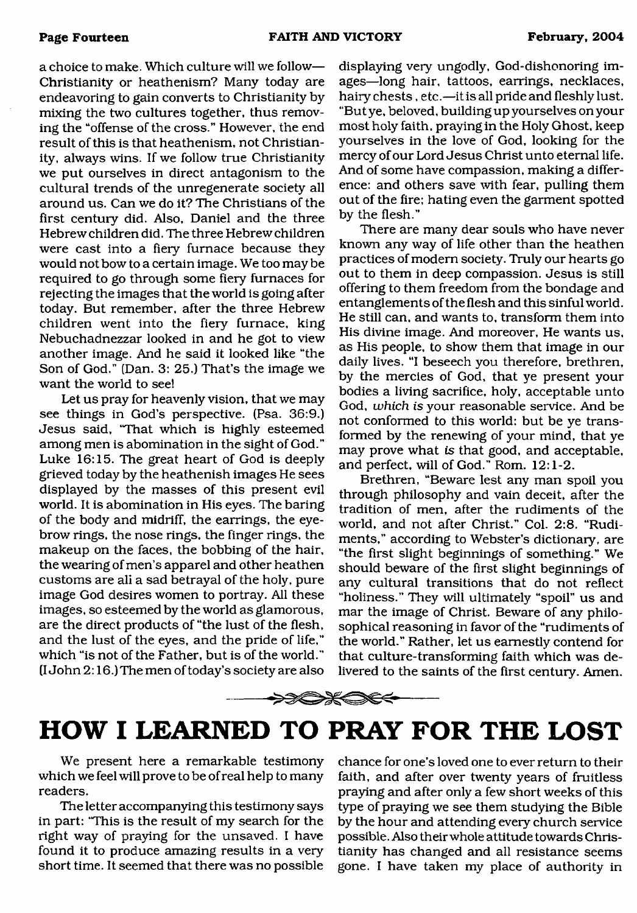a choice to make. Which culture will we follow—Christianity or heathenism? Many today are endeavoring to gain converts to Christianity by mixing the two cultures together, thus removing the "offense of the cross." However, the end result of this is that heathenism, not Christianity, always wins. If we follow true Christianity we put ourselves in direct antagonism to the cultural trends of the unregenerate society all around us. Can we do it? The Christians of the first century did. Also, Daniel and the three Hebrew children did. The three Hebrew children were cast into a fiery furnace because they would not bow to a certain image. We too may be required to go through some fiery furnaces for rejecting the images that the world is going after today. But remember, after the three Hebrew children went into the fiery furnace, king Nebuchadnezzar looked in and he got to view another image. And he said it looked like "the Son of God." (Dan. 3: 25.) That's the image we want the world to see!

Let us pray for heavenly vision, that we may see things in God's perspective. (Psa. 36:9.) Jesus said, "That which is highly esteemed among men is abomination in the sight of God." Luke 16:15. The great heart of God is deeply grieved today by the heathenish images He sees displayed by the masses of this present evil world. It is abomination in His eyes. The baring of the body and midriff, the earrings, the eyebrow rings, the nose rings, the finger rings, the makeup on the faces, the bobbing of the hair, the wearing of men's apparel and other heathen customs are ali a sad betrayal of the holy, pure image God desires women to portray. All these images, so esteemed by the world as glamorous, are the direct products of "the lust of the flesh, and the lust of the eyes, and the pride of life," which "is not of the Father, but is of the world." (I John 2:16.) The men of today's society are also displaying very ungodly, God-dishonoring images—long hair, tattoos, earrings, necklaces, hairy chests, etc.—it is all pride and fleshly lust. "But ye, beloved, building up yourselves on your most holy faith, praying in the Holy Ghost, keep yourselves in the love of God, looking for the mercy of our Lord Jesus Christ unto eternal life. And of some have compassion, making a difference: and others save with fear, pulling them out of the fire; hating even the garment spotted by the flesh."

There are many dear souls who have never known any way of life other than the heathen practices of modern society. Truly our hearts go out to them in deep compassion. Jesus is still offering to them freedom from the bondage and entanglements of the flesh and this sinful world. He still can, and wants to, transform them into His divine image. And moreover, He wants us, as His people, to show them that image in our daily lives. "I beseech you therefore, brethren, by the mercies of God, that ye present your bodies a living sacrifice, holy, acceptable unto God, *which is* your reasonable service. And be not conformed to this world: but be ye transformed by the renewing of your mind, that ye may prove what *is* that good, and acceptable, and perfect, will of God." Rom. 12:1-2.

Brethren, "Beware lest any man spoil you through philosophy and vain deceit, after the tradition of men, after the rudiments of the world, and not after Christ." Col. 2:8. "Rudiments," according to Webster's dictionary, are "the first slight beginnings of something." We should beware of the first slight beginnings of any cultural transitions that do not reflect "holiness." They will ultimately "spoil" us and mar the image of Christ. Beware of any philosophical reasoning in favor of the "rudiments of the world." Rather, let us earnestly contend for that culture-transforming faith which was delivered to the saints of the first century. Amen.

# HOW I LEARNED TO PRAY FOR THE LOST

We present here a remarkable testimony which we feel will prove to be of real help to many readers.

The letter accompanying this testimony says in part: "This is the result of my search for the right way of praying for the unsaved. I have found it to produce amazing results in a very short time. It seemed that there was no possible chance for one's loved one to ever return to their faith, and after over twenty years of fruitless praying and after only a few short weeks of this type of praying we see them studying the Bible by the hour and attending every church service possible. Also their whole attitude towards Christianity has changed and all resistance seems gone. I have taken my place of authority in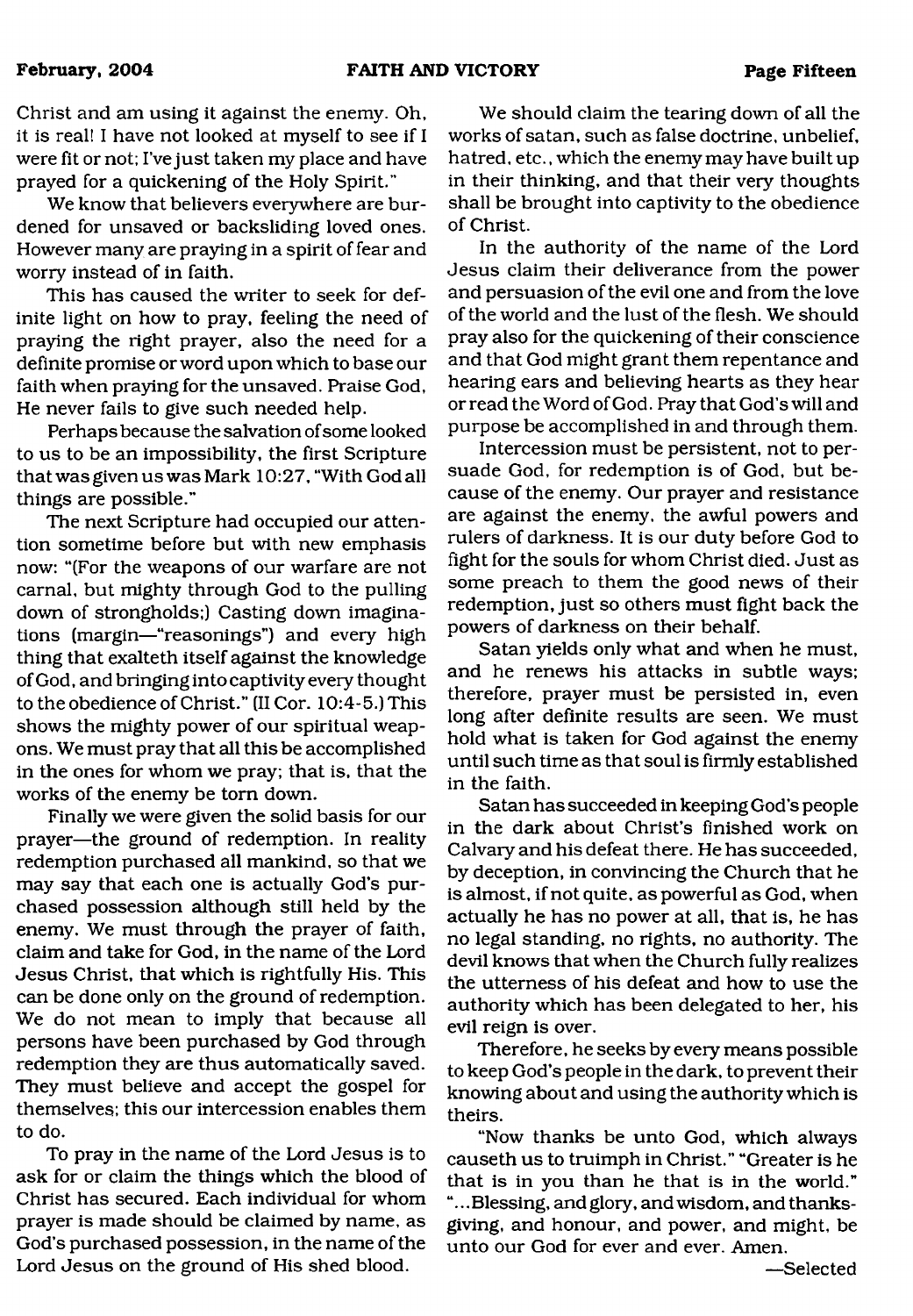Christ and am using it against the enemy. Oh, it is real! I have not looked at myself to see if I were fit or not; I've just taken my place and have prayed for a quickening of the Holy Spirit."

We know that believers everywhere are burdened for unsaved or backsliding loved ones. However many are praying in a spirit of fear and worry instead of in faith.

This has caused the writer to seek for definite light on how to pray, feeling the need of praying the right prayer, also the need for a definite promise or word upon which to base our faith when praying for the unsaved. Praise God, He never fails to give such needed help.

Perhaps because the salvation of some looked to us to be an impossibility, the first Scripture that was given us was Mark 10:27, "With God all things are possible."

The next Scripture had occupied our attention sometime before but with new emphasis now: "(For the weapons of our warfare are not carnal, but mighty through God to the pulling down of strongholds;) Casting down imaginations (margin—"reasonings") and every high thing that exalteth itself against the knowledge of God, and bringing into captivity every thought to the obedience of Christ." (II Cor. 10:4-5.) This shows the mighty power of our spiritual weapons. We must pray that all this be accomplished in the ones for whom we pray; that is, that the works of the enemy be torn down.

Finally we were given the solid basis for our prayer—the ground of redemption. In reality redemption purchased all mankind, so that we may say that each one is actually God's purchased possession although still held by the enemy. We must through the prayer of faith, claim and take for God, in the name of the Lord Jesus Christ, that which is rightfully His. This can be done only on the ground of redemption. We do not mean to imply that because all persons have been purchased by God through redemption they are thus automatically saved. They must believe and accept the gospel for themselves; this our intercession enables them to do.

To pray in the name of the Lord Jesus is to ask for or claim the things which the blood of Christ has secured. Each individual for whom prayer is made should be claimed by name, as God's purchased possession, in the name of the Lord Jesus on the ground of His shed blood.

We should claim the tearing down of all the works of satan, such as false doctrine, unbelief, hatred, etc., which the enemy may have built up in their thinking, and that their very thoughts shall be brought into captivity to the obedience of Christ.

In the authority of the name of the Lord Jesus claim their deliverance from the power and persuasion of the evil one and from the love of the world and the lust of the flesh. We should pray also for the quickening of their conscience and that God might grant them repentance and hearing ears and believing hearts as they hear or read the Word of God. Pray that God's will and purpose be accomplished in and through them.

Intercession must be persistent, not to persuade God, for redemption is of God, but because of the enemy. Our prayer and resistance are against the enemy, the awful powers and rulers of darkness. It is our duty before God to fight for the souls for whom Christ died. Just as some preach to them the good news of their redemption, just so others must fight back the powers of darkness on their behalf.

Satan yields only what and when he must, and he renews his attacks in subtle ways; therefore, prayer must be persisted in, even long after definite results are seen. We must hold what is taken for God against the enemy until such time as that soul is firmly established in the faith.

Satan has succeeded in keeping God's people in the dark about Christ's finished work on Calvary and his defeat there. He has succeeded, by deception, in convincing the Church that he is almost, if not quite, as powerful as God, when actually he has no power at all, that is, he has no legal standing, no rights, no authority. The devil knows that when the Church fully realizes the utterness of his defeat and how to use the authority which has been delegated to her, his evil reign is over.

Therefore, he seeks by every means possible to keep God's people in the dark, to prevent their knowing about and using the authority which is theirs.

"Now thanks be unto God, which always causeth us to truimph in Christ." "Greater is he that is in you than he that is in the world." "...Blessing, and glory, and wisdom, and thanksgiving, and honour, and power, and might, be unto our God for ever and ever. Amen.

—Selected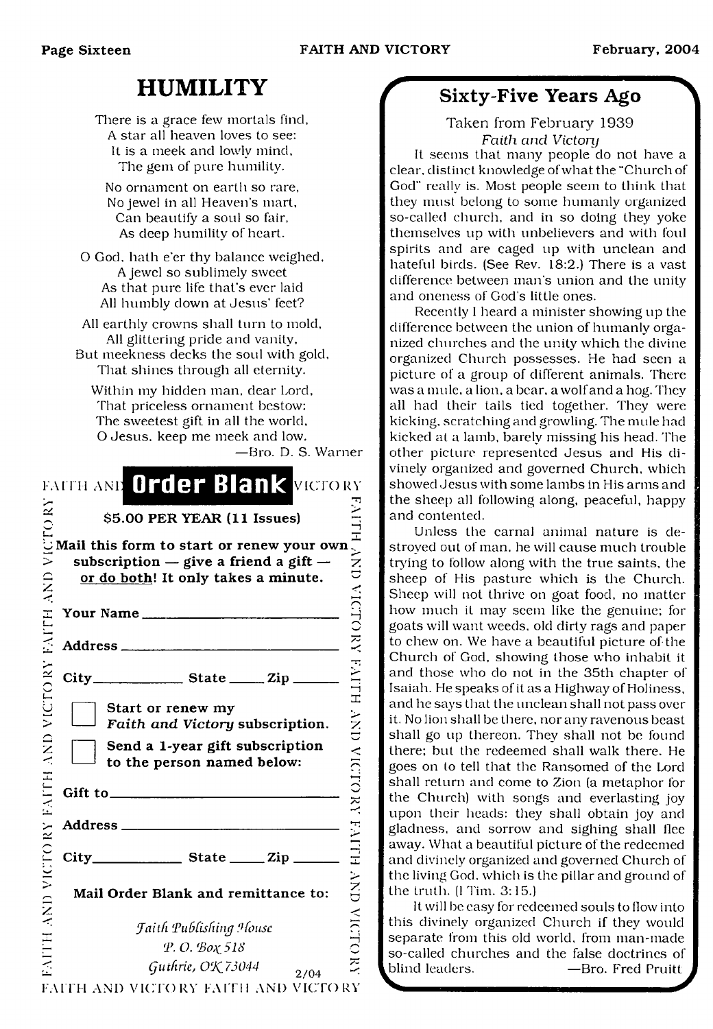# HUMILITY

There is a grace few mortals find,
A star all heaven loves to see:
It is a meek and lowly mind,
The gem of pure humility.

No ornament on earth so rare,
No jewel in all Heaven's mart,
Can beautify a soul so fair,
As deep humility of heart.

O God, hath e'er thy balance weighed,
A jewel so sublimely sweet
As that pure life that's ever laid
All humbly down at Jesus' feet?

All earthly crowns shall turn to mold,
All glittering pride and vanity,
But meekness decks the soul with gold,
That shines through all eternity.

Within my hidden man, dear Lord,
That priceless ornament bestow:
The sweetest gift in all the world,
O Jesus, keep me meek and low.

—Bro. D. S. Warner

## Order Blank

FAITH AND VICTORY

**$5.00 PER YEAR (11 Issues)**

**Mail this form to start or renew your own subscription — give a friend a gift — or do both! It only takes a minute.**

**Your Name** ____________________

**Address** ____________________

**City**__________ **State** _____ **Zip** _____

☐ **Start or renew my *Faith and Victory* subscription.**

☐ **Send a 1-year gift subscription to the person named below:**

**Gift to**____________________

**Address** ____________________

**City**__________ **State** _____ **Zip** _____

**Mail Order Blank and remittance to:**

*Faith Publishing House*
*P. O. Box 518*
*Guthrie, OK 73044*

2/04

## Sixty-Five Years Ago

Taken from February 1939
*Faith and Victory*

It seems that many people do not have a clear, distinct knowledge of what the "Church of God" really is. Most people seem to think that they must belong to some humanly organized so-called church, and in so doing they yoke themselves up with unbelievers and with foul spirits and are caged up with unclean and hateful birds. (See Rev. 18:2.) There is a vast difference between man's union and the unity and oneness of God's little ones.

Recently I heard a minister showing up the difference between the union of humanly organized churches and the unity which the divine organized Church possesses. He had seen a picture of a group of different animals. There was a mule, a lion, a bear, a wolf and a hog. They all had their tails tied together. They were kicking, scratching and growling. The mule had kicked at a lamb, barely missing his head. The other picture represented Jesus and His divinely organized and governed Church, which showed Jesus with some lambs in His arms and the sheep all following along, peaceful, happy and contented.

Unless the carnal animal nature is destroyed out of man, he will cause much trouble trying to follow along with the true saints, the sheep of His pasture which is the Church. Sheep will not thrive on goat food, no matter how much it may seem like the genuine; for goats will want weeds, old dirty rags and paper to chew on. We have a beautiful picture of the Church of God, showing those who inhabit it and those who do not in the 35th chapter of Isaiah. He speaks of it as a Highway of Holiness, and he says that the unclean shall not pass over it. No lion shall be there, nor any ravenous beast shall go up thereon. They shall not be found there; but the redeemed shall walk there. He goes on to tell that the Ransomed of the Lord shall return and come to Zion (a metaphor for the Church) with songs and everlasting joy upon their heads: they shall obtain joy and gladness, and sorrow and sighing shall flee away. What a beautiful picture of the redeemed and divinely organized and governed Church of the living God, which is the pillar and ground of the truth. (I Tim. 3:15.)

It will be easy for redeemed souls to flow into this divinely organized Church if they would separate from this old world, from man-made so-called churches and the false doctrines of blind leaders. —Bro. Fred Pruitt